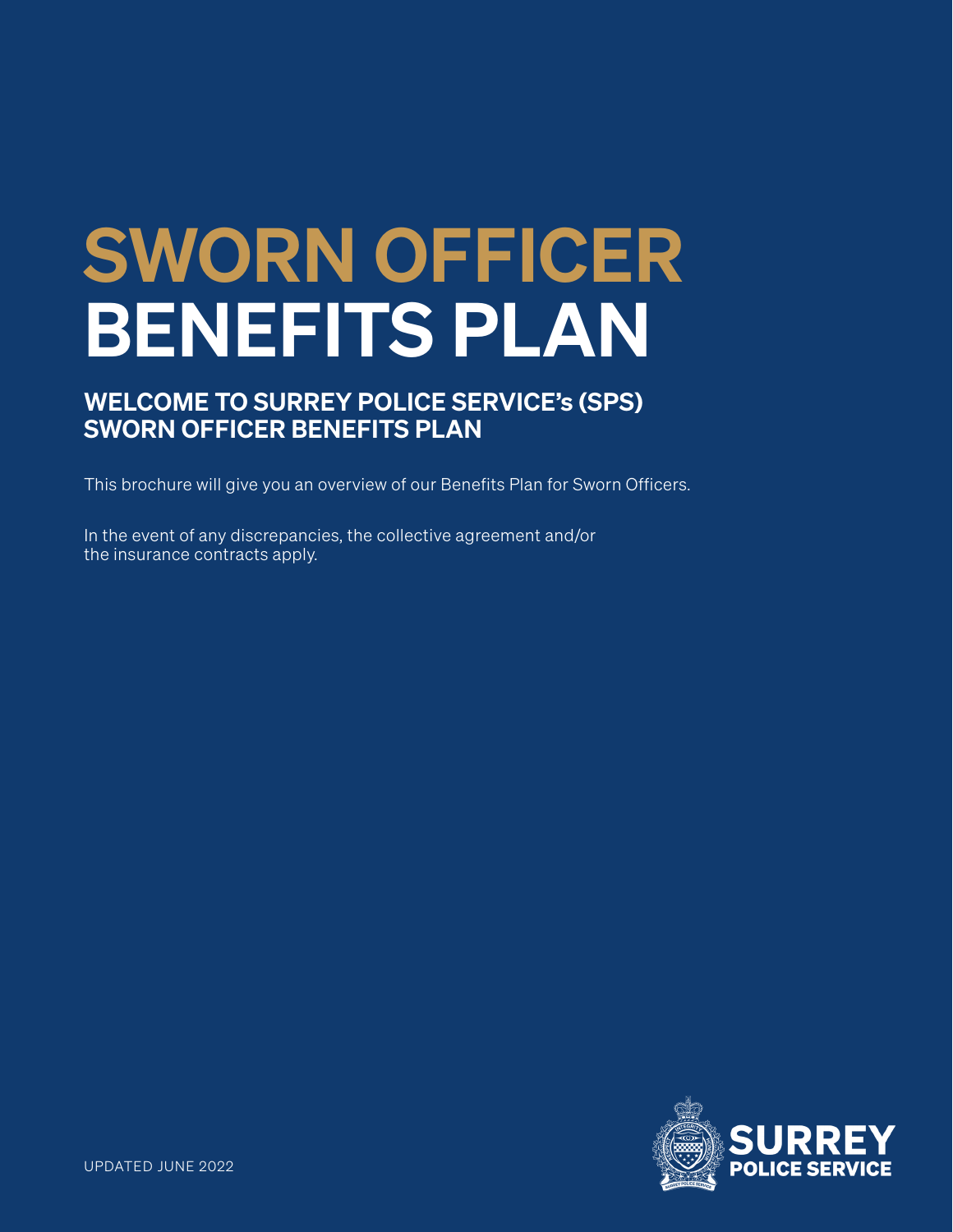# SWORN OFFICER BENEFITS PLAN

## WELCOME TO SURREY POLICE SERVICE's (SPS) SWORN OFFICER BENEFITS PLAN

This brochure will give you an overview of our Benefits Plan for Sworn Officers.

In the event of any discrepancies, the collective agreement and/or the insurance contracts apply.

UPDATED JUNE 2022

SURREY POLICE SERVICE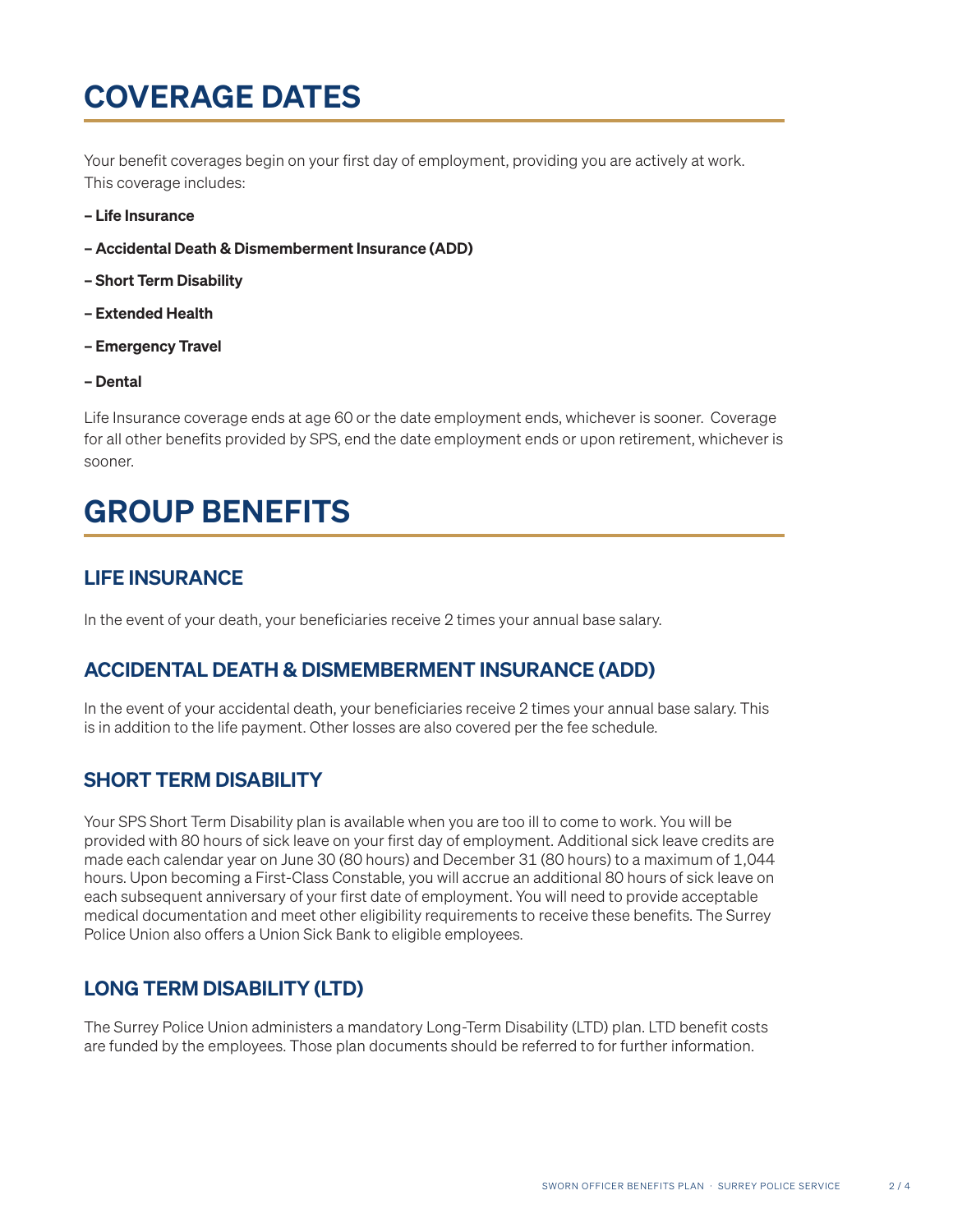# COVERAGE DATES

Your benefit coverages begin on your first day of employment, providing you are actively at work. This coverage includes:

**– Life Insurance**

**– Accidental Death & Dismemberment Insurance (ADD)**

**– Short Term Disability**

**– Extended Health**

**– Emergency Travel**

**– Dental**

Life Insurance coverage ends at age 60 or the date employment ends, whichever is sooner. Coverage for all other benefits provided by SPS, end the date employment ends or upon retirement, whichever is sooner.

# GROUP BENEFITS

## LIFE INSURANCE

In the event of your death, your beneficiaries receive 2 times your annual base salary.

## ACCIDENTAL DEATH & DISMEMBERMENT INSURANCE (ADD)

In the event of your accidental death, your beneficiaries receive 2 times your annual base salary. This is in addition to the life payment. Other losses are also covered per the fee schedule.

## SHORT TERM DISABILITY

Your SPS Short Term Disability plan is available when you are too ill to come to work. You will be provided with 80 hours of sick leave on your first day of employment. Additional sick leave credits are made each calendar year on June 30 (80 hours) and December 31 (80 hours) to a maximum of 1,044 hours. Upon becoming a First-Class Constable, you will accrue an additional 80 hours of sick leave on each subsequent anniversary of your first date of employment. You will need to provide acceptable medical documentation and meet other eligibility requirements to receive these benefits. The Surrey Police Union also offers a Union Sick Bank to eligible employees.

## LONG TERM DISABILITY (LTD)

The Surrey Police Union administers a mandatory Long-Term Disability (LTD) plan. LTD benefit costs are funded by the employees. Those plan documents should be referred to for further information.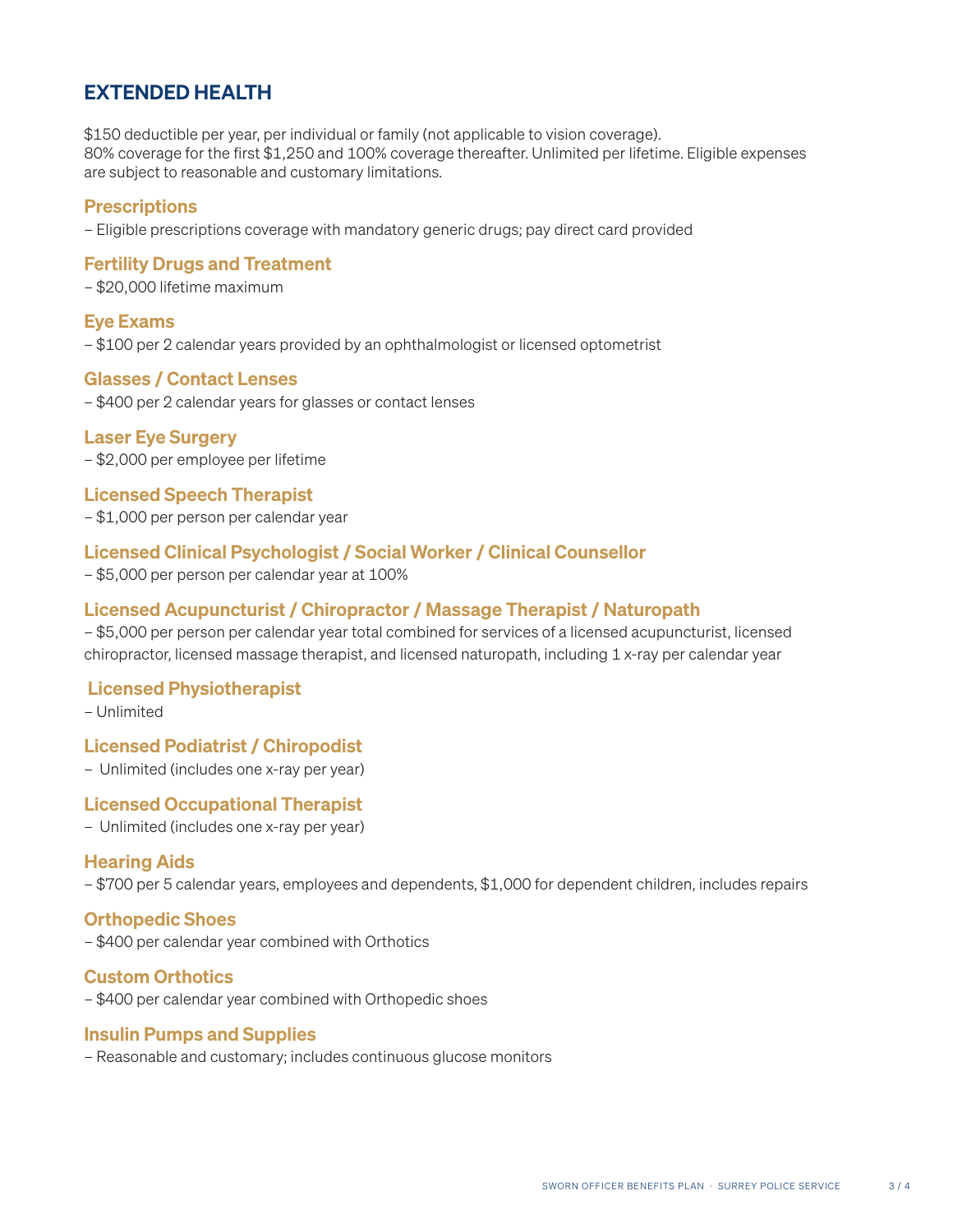## EXTENDED HEALTH

$150 deductible per year, per individual or family (not applicable to vision coverage).
80% coverage for the first $1,250 and 100% coverage thereafter. Unlimited per lifetime. Eligible expenses are subject to reasonable and customary limitations.

### Prescriptions

– Eligible prescriptions coverage with mandatory generic drugs; pay direct card provided

### Fertility Drugs and Treatment

– $20,000 lifetime maximum

### Eye Exams

– $100 per 2 calendar years provided by an ophthalmologist or licensed optometrist

### Glasses / Contact Lenses

– $400 per 2 calendar years for glasses or contact lenses

### Laser Eye Surgery

– $2,000 per employee per lifetime

### Licensed Speech Therapist

– $1,000 per person per calendar year

### Licensed Clinical Psychologist / Social Worker / Clinical Counsellor

– $5,000 per person per calendar year at 100%

### Licensed Acupuncturist / Chiropractor / Massage Therapist / Naturopath

– $5,000 per person per calendar year total combined for services of a licensed acupuncturist, licensed chiropractor, licensed massage therapist, and licensed naturopath, including 1 x-ray per calendar year

### Licensed Physiotherapist

– Unlimited

### Licensed Podiatrist / Chiropodist

– Unlimited (includes one x-ray per year)

### Licensed Occupational Therapist

– Unlimited (includes one x-ray per year)

### Hearing Aids

– $700 per 5 calendar years, employees and dependents, $1,000 for dependent children, includes repairs

### Orthopedic Shoes

– $400 per calendar year combined with Orthotics

### Custom Orthotics

– $400 per calendar year combined with Orthopedic shoes

### Insulin Pumps and Supplies

– Reasonable and customary; includes continuous glucose monitors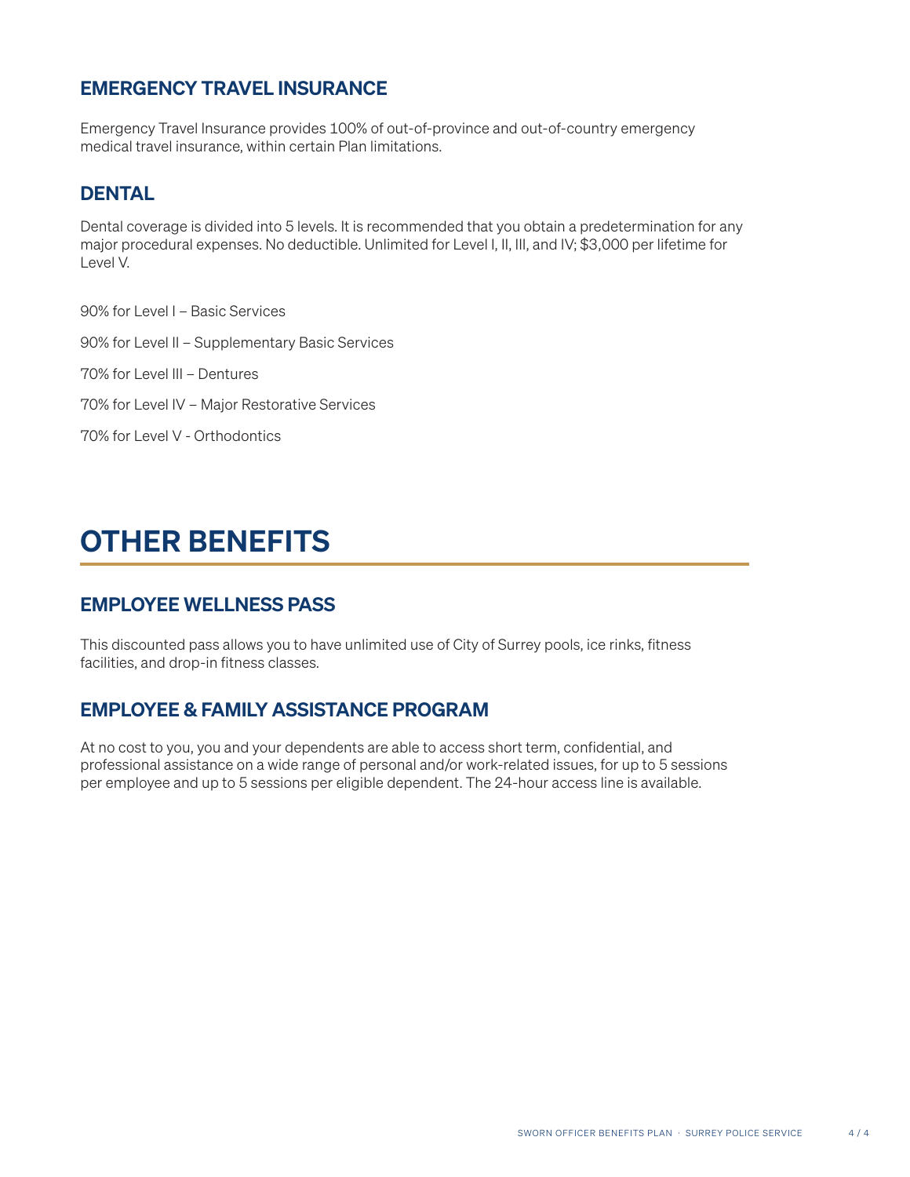### EMERGENCY TRAVEL INSURANCE

Emergency Travel Insurance provides 100% of out-of-province and out-of-country emergency medical travel insurance, within certain Plan limitations.

### DENTAL

Dental coverage is divided into 5 levels. It is recommended that you obtain a predetermination for any major procedural expenses. No deductible. Unlimited for Level I, II, III, and IV; $3,000 per lifetime for Level V.

90% for Level I – Basic Services

90% for Level II – Supplementary Basic Services

70% for Level III – Dentures

70% for Level IV – Major Restorative Services

70% for Level V - Orthodontics

## OTHER BENEFITS

### EMPLOYEE WELLNESS PASS

This discounted pass allows you to have unlimited use of City of Surrey pools, ice rinks, fitness facilities, and drop-in fitness classes.

### EMPLOYEE & FAMILY ASSISTANCE PROGRAM

At no cost to you, you and your dependents are able to access short term, confidential, and professional assistance on a wide range of personal and/or work-related issues, for up to 5 sessions per employee and up to 5 sessions per eligible dependent. The 24-hour access line is available.